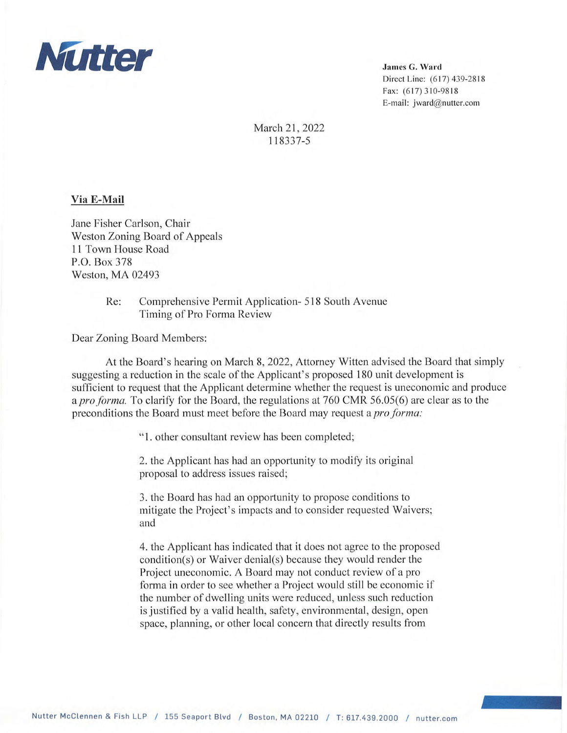Nutter

**James G. Ward**
Direct Line: (617) 439-2818
Fax: (617) 310-9818
E-mail: jward@nutter.com

March 21, 2022
118337-5

**Via E-Mail**

Jane Fisher Carlson, Chair
Weston Zoning Board of Appeals
11 Town House Road
P.O. Box 378
Weston, MA 02493

Re: Comprehensive Permit Application- 518 South Avenue
Timing of Pro Forma Review

Dear Zoning Board Members:

At the Board's hearing on March 8, 2022, Attorney Witten advised the Board that simply suggesting a reduction in the scale of the Applicant's proposed 180 unit development is sufficient to request that the Applicant determine whether the request is uneconomic and produce a *pro forma.* To clarify for the Board, the regulations at 760 CMR 56.05(6) are clear as to the preconditions the Board must meet before the Board may request a *pro forma:*

> "1. other consultant review has been completed;
>
> 2. the Applicant has had an opportunity to modify its original proposal to address issues raised;
>
> 3. the Board has had an opportunity to propose conditions to mitigate the Project's impacts and to consider requested Waivers; and
>
> 4. the Applicant has indicated that it does not agree to the proposed condition(s) or Waiver denial(s) because they would render the Project uneconomic. A Board may not conduct review of a pro forma in order to see whether a Project would still be economic if the number of dwelling units were reduced, unless such reduction is justified by a valid health, safety, environmental, design, open space, planning, or other local concern that directly results from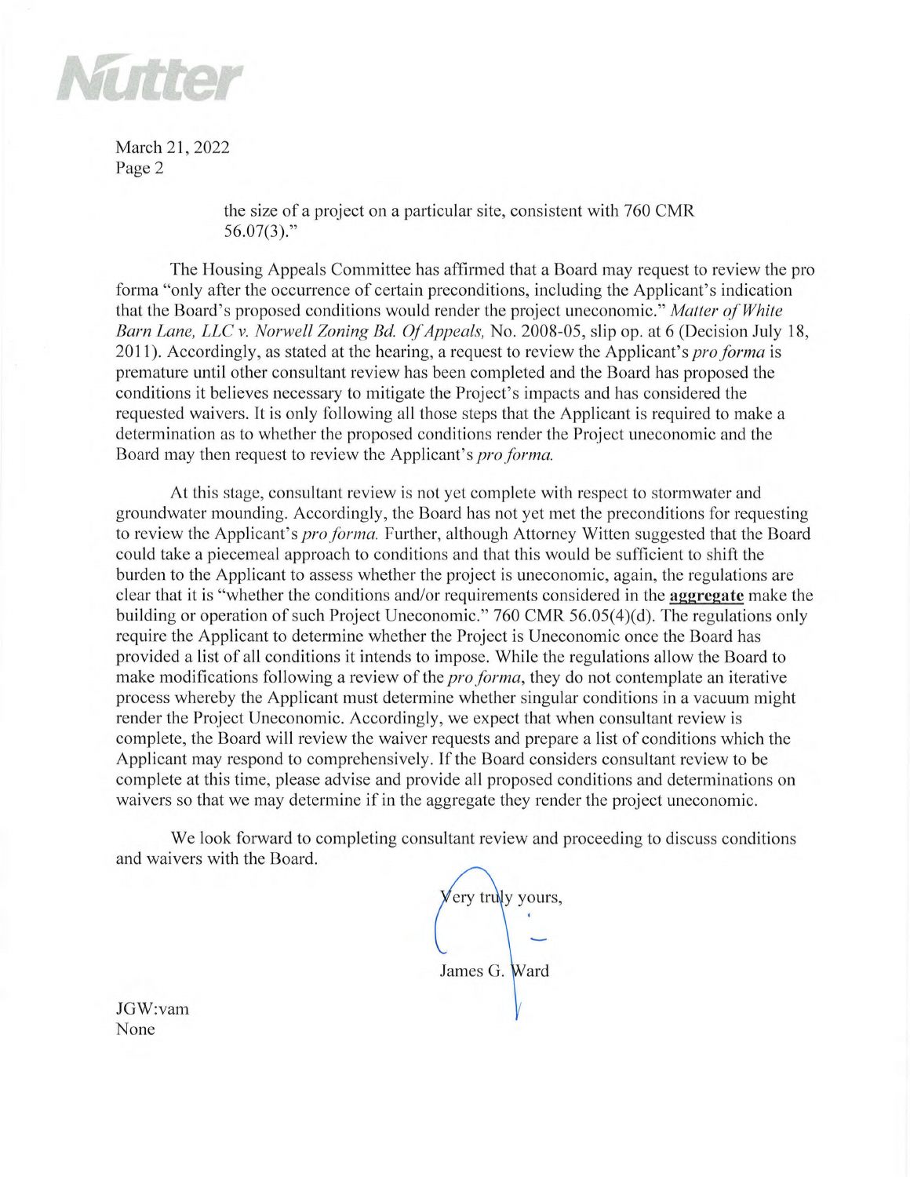the size of a project on a particular site, consistent with 760 CMR 56.07(3)."

The Housing Appeals Committee has affirmed that a Board may request to review the pro forma "only after the occurrence of certain preconditions, including the Applicant's indication that the Board's proposed conditions would render the project uneconomic." *Matter of White Barn Lane, LLC v. Norwell Zoning Bd. Of Appeals,* No. 2008-05, slip op. at 6 (Decision July 18, 2011). Accordingly, as stated at the hearing, a request to review the Applicant's *pro forma* is premature until other consultant review has been completed and the Board has proposed the conditions it believes necessary to mitigate the Project's impacts and has considered the requested waivers. It is only following all those steps that the Applicant is required to make a determination as to whether the proposed conditions render the Project uneconomic and the Board may then request to review the Applicant's *pro forma.*

At this stage, consultant review is not yet complete with respect to stormwater and groundwater mounding. Accordingly, the Board has not yet met the preconditions for requesting to review the Applicant's *pro forma.* Further, although Attorney Witten suggested that the Board could take a piecemeal approach to conditions and that this would be sufficient to shift the burden to the Applicant to assess whether the project is uneconomic, again, the regulations are clear that it is "whether the conditions and/or requirements considered in the **aggregate** make the building or operation of such Project Uneconomic." 760 CMR 56.05(4)(d). The regulations only require the Applicant to determine whether the Project is Uneconomic once the Board has provided a list of all conditions it intends to impose. While the regulations allow the Board to make modifications following a review of the *pro forma*, they do not contemplate an iterative process whereby the Applicant must determine whether singular conditions in a vacuum might render the Project Uneconomic. Accordingly, we expect that when consultant review is complete, the Board will review the waiver requests and prepare a list of conditions which the Applicant may respond to comprehensively. If the Board considers consultant review to be complete at this time, please advise and provide all proposed conditions and determinations on waivers so that we may determine if in the aggregate they render the project uneconomic.

We look forward to completing consultant review and proceeding to discuss conditions and waivers with the Board.

Very truly yours,

James G. Ward

JGW:vam
None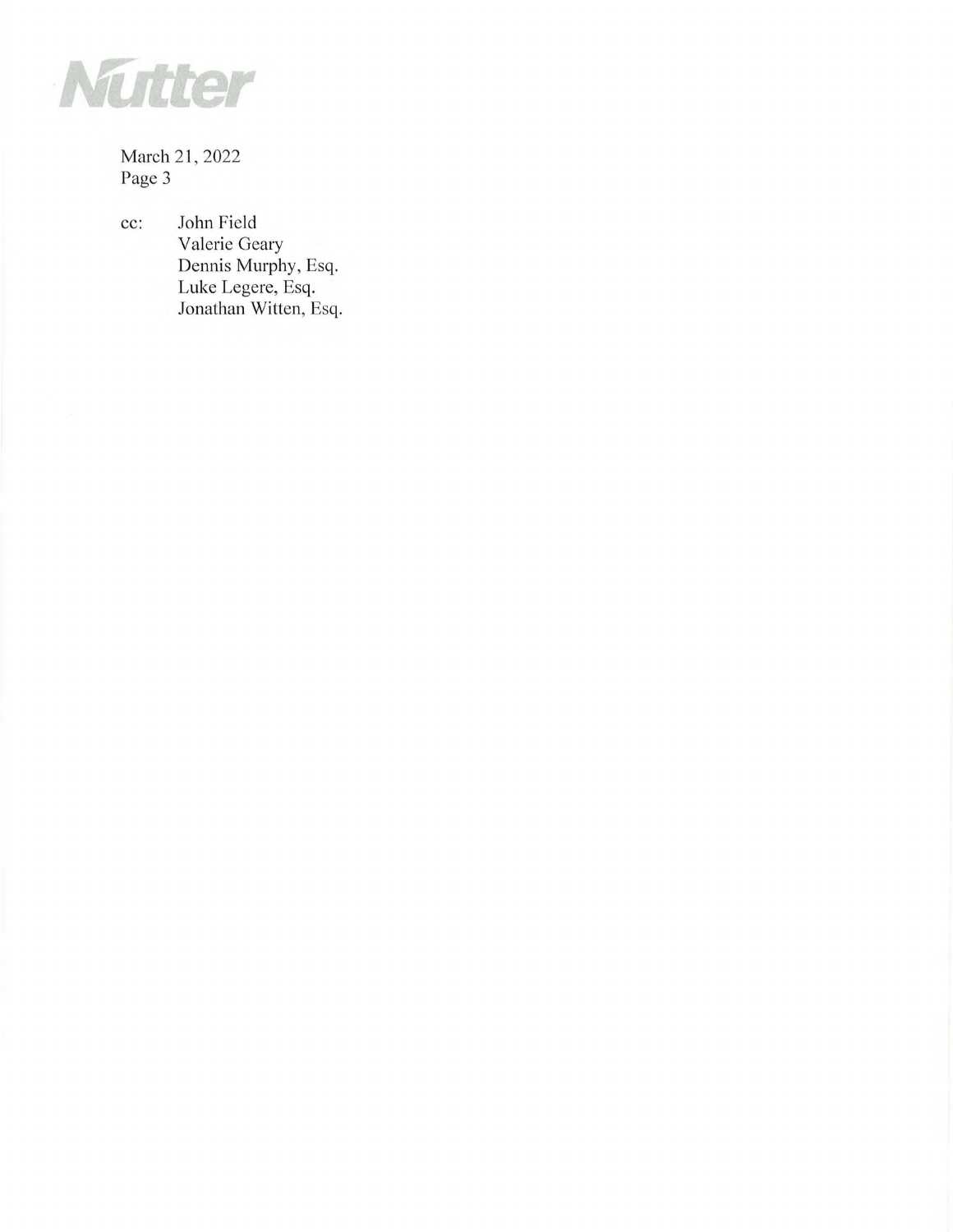cc: John Field
Valerie Geary
Dennis Murphy, Esq.
Luke Legere, Esq.
Jonathan Witten, Esq.